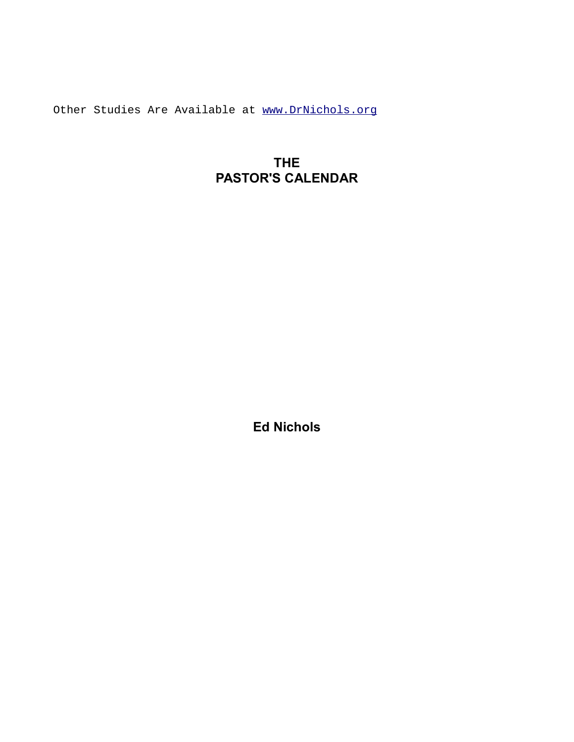Other Studies Are Available at [www.DrNichols.org](http://www.DrNichols.org)

# THE PASTOR'S CALENDAR

**Ed Nichols**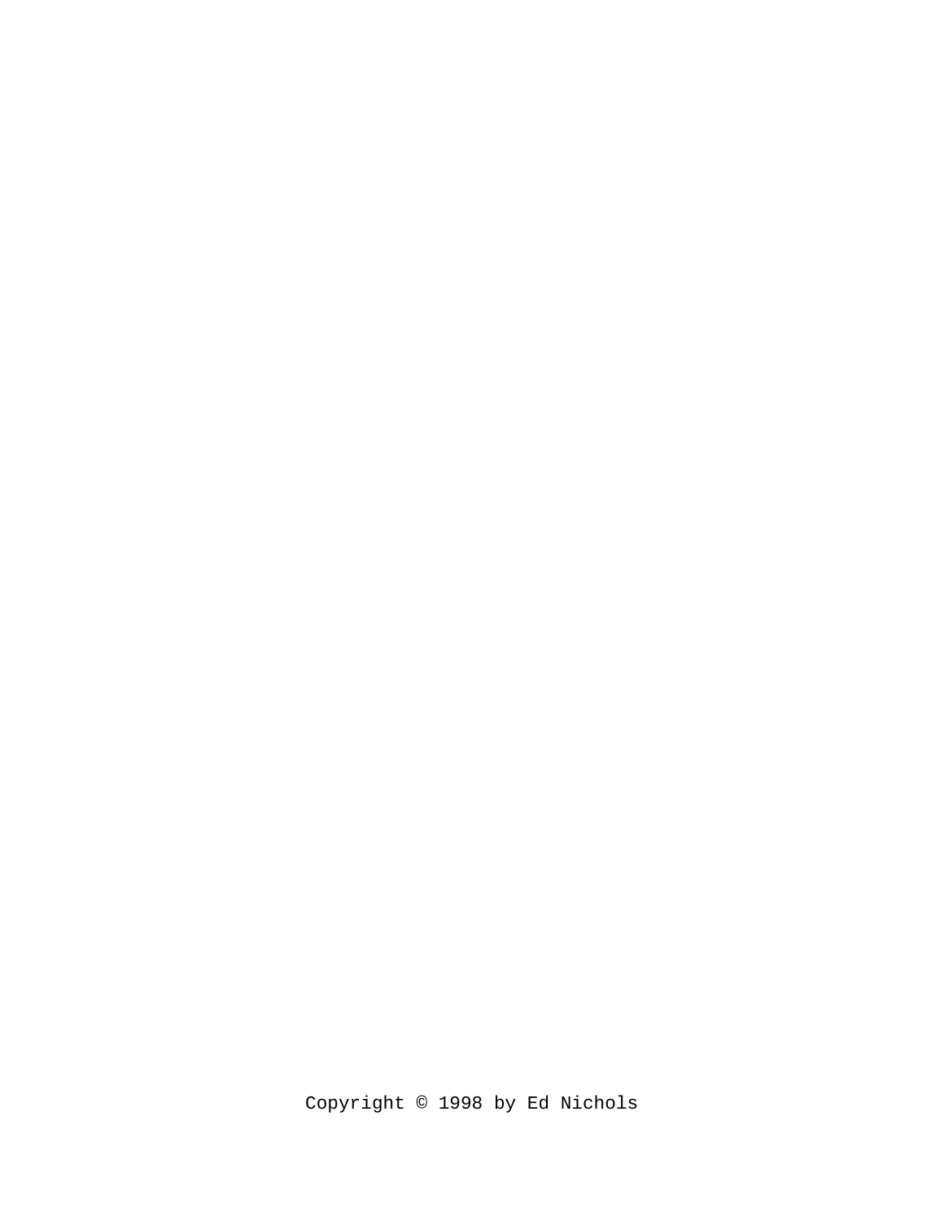Copyright © 1998 by Ed Nichols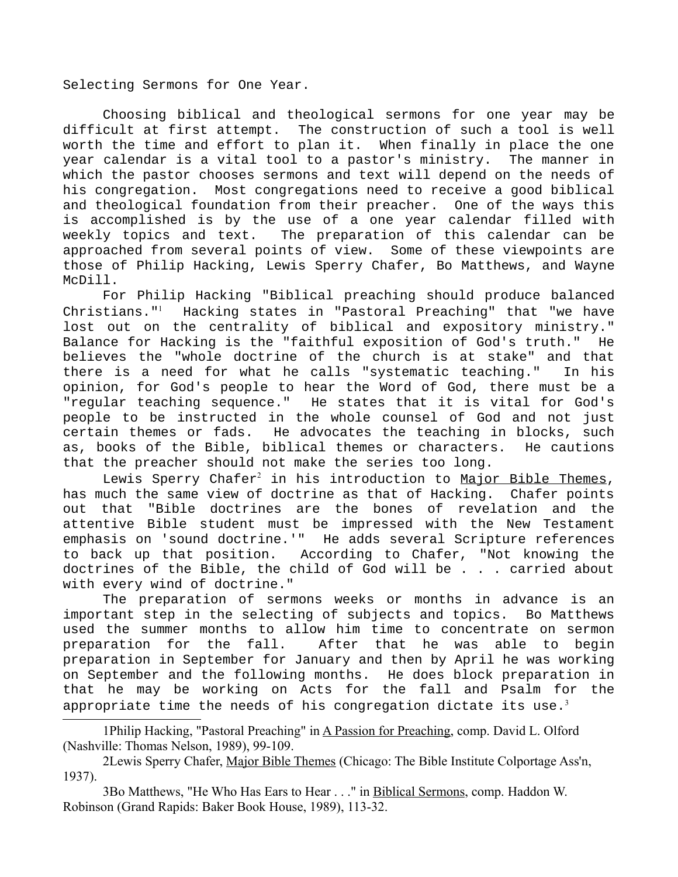Selecting Sermons for One Year.

Choosing biblical and theological sermons for one year may be difficult at first attempt. The construction of such a tool is well worth the time and effort to plan it. When finally in place the one year calendar is a vital tool to a pastor's ministry. The manner in which the pastor chooses sermons and text will depend on the needs of his congregation. Most congregations need to receive a good biblical and theological foundation from their preacher. One of the ways this is accomplished is by the use of a one year calendar filled with weekly topics and text. The preparation of this calendar can be approached from several points of view. Some of these viewpoints are those of Philip Hacking, Lewis Sperry Chafer, Bo Matthews, and Wayne McDill.

For Philip Hacking "Biblical preaching should produce balanced Christians."[1] Hacking states in "Pastoral Preaching" that "we have lost out on the centrality of biblical and expository ministry." Balance for Hacking is the "faithful exposition of God's truth." He believes the "whole doctrine of the church is at stake" and that there is a need for what he calls "systematic teaching." In his opinion, for God's people to hear the Word of God, there must be a "regular teaching sequence." He states that it is vital for God's people to be instructed in the whole counsel of God and not just certain themes or fads. He advocates the teaching in blocks, such as, books of the Bible, biblical themes or characters. He cautions that the preacher should not make the series too long.

Lewis Sperry Chafer[2] in his introduction to <u>Major Bible Themes</u>, has much the same view of doctrine as that of Hacking. Chafer points out that "Bible doctrines are the bones of revelation and the attentive Bible student must be impressed with the New Testament emphasis on 'sound doctrine.'" He adds several Scripture references to back up that position. According to Chafer, "Not knowing the doctrines of the Bible, the child of God will be . . . carried about with every wind of doctrine."

The preparation of sermons weeks or months in advance is an important step in the selecting of subjects and topics. Bo Matthews used the summer months to allow him time to concentrate on sermon preparation for the fall. After that he was able to begin preparation in September for January and then by April he was working on September and the following months. He does block preparation in that he may be working on Acts for the fall and Psalm for the appropriate time the needs of his congregation dictate its use.[3]

---

1Philip Hacking, "Pastoral Preaching" in <u>A Passion for Preaching</u>, comp. David L. Olford (Nashville: Thomas Nelson, 1989), 99-109.

2Lewis Sperry Chafer, <u>Major Bible Themes</u> (Chicago: The Bible Institute Colportage Ass'n, 1937).

3Bo Matthews, "He Who Has Ears to Hear . . ." in <u>Biblical Sermons</u>, comp. Haddon W. Robinson (Grand Rapids: Baker Book House, 1989), 113-32.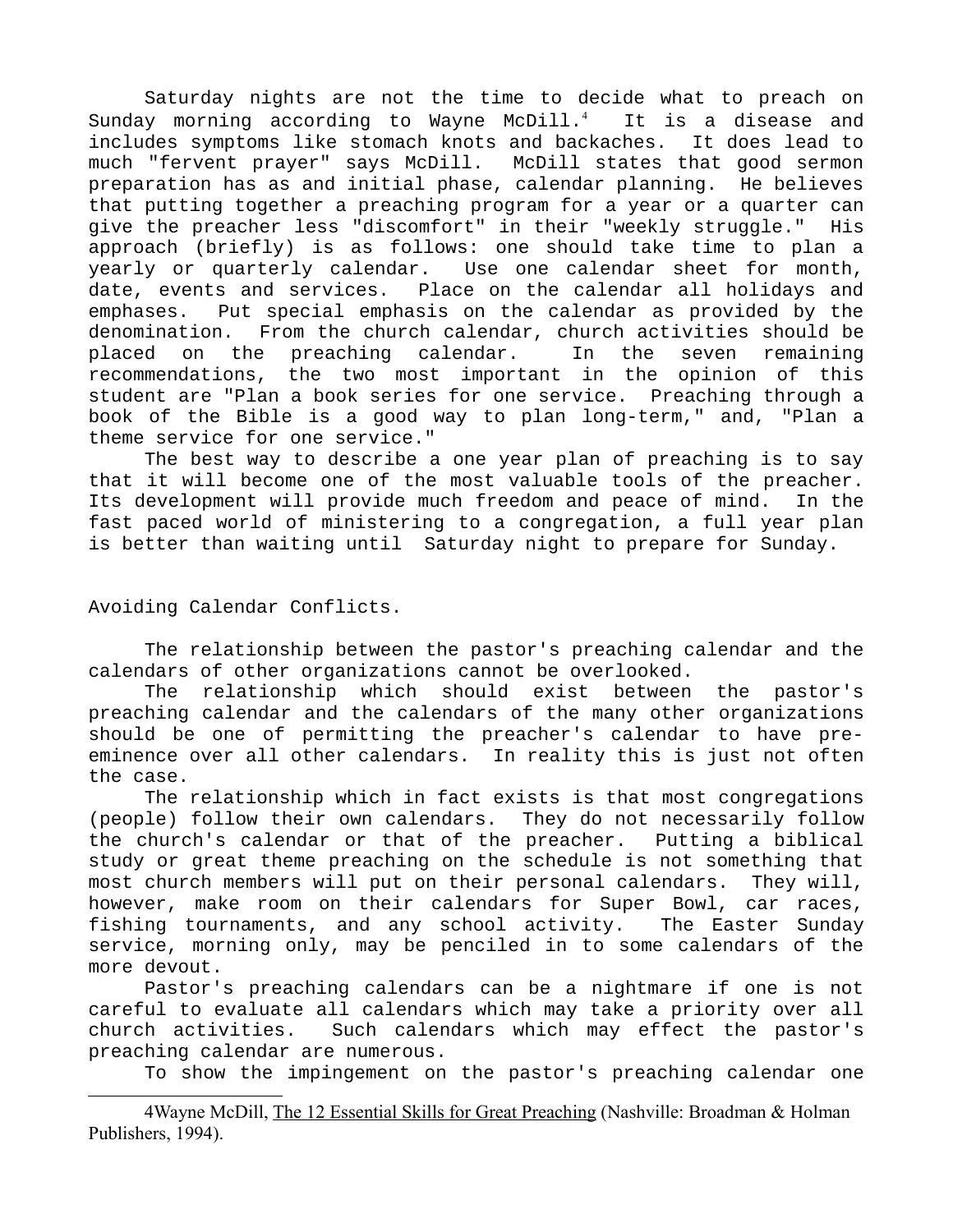Saturday nights are not the time to decide what to preach on Sunday morning according to Wayne McDill.[4] It is a disease and includes symptoms like stomach knots and backaches. It does lead to much "fervent prayer" says McDill. McDill states that good sermon preparation has as and initial phase, calendar planning. He believes that putting together a preaching program for a year or a quarter can give the preacher less "discomfort" in their "weekly struggle." His approach (briefly) is as follows: one should take time to plan a yearly or quarterly calendar. Use one calendar sheet for month, date, events and services. Place on the calendar all holidays and emphases. Put special emphasis on the calendar as provided by the denomination. From the church calendar, church activities should be placed on the preaching calendar. In the seven remaining recommendations, the two most important in the opinion of this student are "Plan a book series for one service. Preaching through a book of the Bible is a good way to plan long-term," and, "Plan a theme service for one service."

The best way to describe a one year plan of preaching is to say that it will become one of the most valuable tools of the preacher. Its development will provide much freedom and peace of mind. In the fast paced world of ministering to a congregation, a full year plan is better than waiting until Saturday night to prepare for Sunday.

Avoiding Calendar Conflicts.

The relationship between the pastor's preaching calendar and the calendars of other organizations cannot be overlooked.

The relationship which should exist between the pastor's preaching calendar and the calendars of the many other organizations should be one of permitting the preacher's calendar to have pre-eminence over all other calendars. In reality this is just not often the case.

The relationship which in fact exists is that most congregations (people) follow their own calendars. They do not necessarily follow the church's calendar or that of the preacher. Putting a biblical study or great theme preaching on the schedule is not something that most church members will put on their personal calendars. They will, however, make room on their calendars for Super Bowl, car races, fishing tournaments, and any school activity. The Easter Sunday service, morning only, may be penciled in to some calendars of the more devout.

Pastor's preaching calendars can be a nightmare if one is not careful to evaluate all calendars which may take a priority over all church activities. Such calendars which may effect the pastor's preaching calendar are numerous.

To show the impingement on the pastor's preaching calendar one

---

4Wayne McDill, The 12 Essential Skills for Great Preaching (Nashville: Broadman & Holman Publishers, 1994).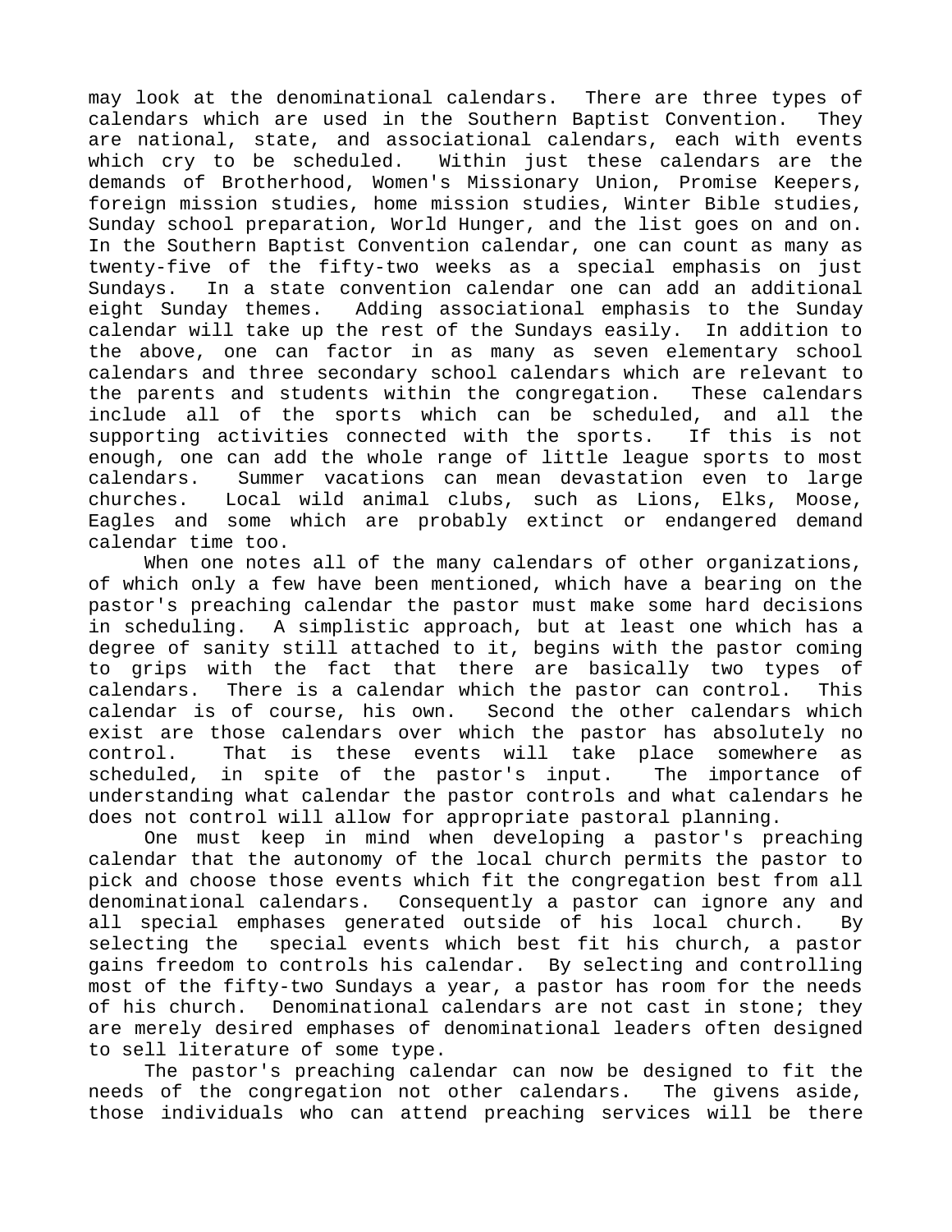may look at the denominational calendars. There are three types of calendars which are used in the Southern Baptist Convention. They are national, state, and associational calendars, each with events which cry to be scheduled. Within just these calendars are the demands of Brotherhood, Women's Missionary Union, Promise Keepers, foreign mission studies, home mission studies, Winter Bible studies, Sunday school preparation, World Hunger, and the list goes on and on. In the Southern Baptist Convention calendar, one can count as many as twenty-five of the fifty-two weeks as a special emphasis on just Sundays. In a state convention calendar one can add an additional eight Sunday themes. Adding associational emphasis to the Sunday calendar will take up the rest of the Sundays easily. In addition to the above, one can factor in as many as seven elementary school calendars and three secondary school calendars which are relevant to the parents and students within the congregation. These calendars include all of the sports which can be scheduled, and all the supporting activities connected with the sports. If this is not enough, one can add the whole range of little league sports to most calendars. Summer vacations can mean devastation even to large churches. Local wild animal clubs, such as Lions, Elks, Moose, Eagles and some which are probably extinct or endangered demand calendar time too.

When one notes all of the many calendars of other organizations, of which only a few have been mentioned, which have a bearing on the pastor's preaching calendar the pastor must make some hard decisions in scheduling. A simplistic approach, but at least one which has a degree of sanity still attached to it, begins with the pastor coming to grips with the fact that there are basically two types of calendars. There is a calendar which the pastor can control. This calendar is of course, his own. Second the other calendars which exist are those calendars over which the pastor has absolutely no control. That is these events will take place somewhere as scheduled, in spite of the pastor's input. The importance of understanding what calendar the pastor controls and what calendars he does not control will allow for appropriate pastoral planning.

One must keep in mind when developing a pastor's preaching calendar that the autonomy of the local church permits the pastor to pick and choose those events which fit the congregation best from all denominational calendars. Consequently a pastor can ignore any and all special emphases generated outside of his local church. By selecting the special events which best fit his church, a pastor gains freedom to controls his calendar. By selecting and controlling most of the fifty-two Sundays a year, a pastor has room for the needs of his church. Denominational calendars are not cast in stone; they are merely desired emphases of denominational leaders often designed to sell literature of some type.

The pastor's preaching calendar can now be designed to fit the needs of the congregation not other calendars. The givens aside, those individuals who can attend preaching services will be there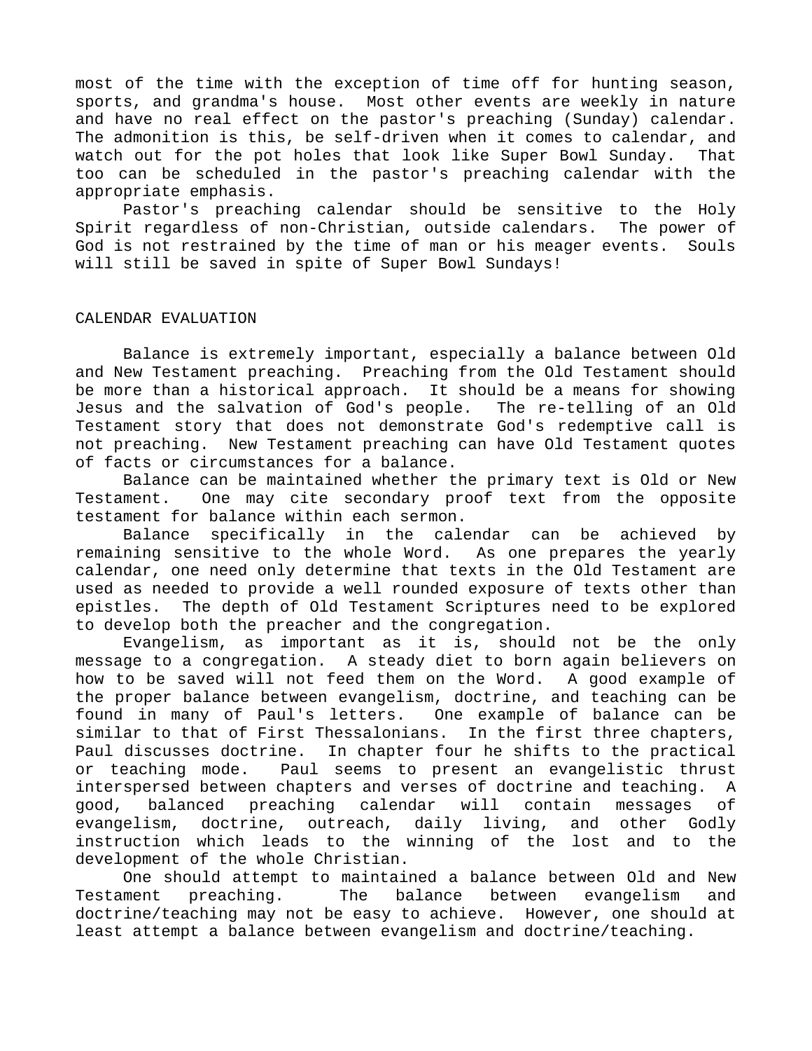most of the time with the exception of time off for hunting season, sports, and grandma's house. Most other events are weekly in nature and have no real effect on the pastor's preaching (Sunday) calendar. The admonition is this, be self-driven when it comes to calendar, and watch out for the pot holes that look like Super Bowl Sunday. That too can be scheduled in the pastor's preaching calendar with the appropriate emphasis.

Pastor's preaching calendar should be sensitive to the Holy Spirit regardless of non-Christian, outside calendars. The power of God is not restrained by the time of man or his meager events. Souls will still be saved in spite of Super Bowl Sundays!

## CALENDAR EVALUATION

Balance is extremely important, especially a balance between Old and New Testament preaching. Preaching from the Old Testament should be more than a historical approach. It should be a means for showing Jesus and the salvation of God's people. The re-telling of an Old Testament story that does not demonstrate God's redemptive call is not preaching. New Testament preaching can have Old Testament quotes of facts or circumstances for a balance.

Balance can be maintained whether the primary text is Old or New Testament. One may cite secondary proof text from the opposite testament for balance within each sermon.

Balance specifically in the calendar can be achieved by remaining sensitive to the whole Word. As one prepares the yearly calendar, one need only determine that texts in the Old Testament are used as needed to provide a well rounded exposure of texts other than epistles. The depth of Old Testament Scriptures need to be explored to develop both the preacher and the congregation.

Evangelism, as important as it is, should not be the only message to a congregation. A steady diet to born again believers on how to be saved will not feed them on the Word. A good example of the proper balance between evangelism, doctrine, and teaching can be found in many of Paul's letters. One example of balance can be similar to that of First Thessalonians. In the first three chapters, Paul discusses doctrine. In chapter four he shifts to the practical or teaching mode. Paul seems to present an evangelistic thrust interspersed between chapters and verses of doctrine and teaching. A good, balanced preaching calendar will contain messages of evangelism, doctrine, outreach, daily living, and other Godly instruction which leads to the winning of the lost and to the development of the whole Christian.

One should attempt to maintained a balance between Old and New Testament preaching. The balance between evangelism and doctrine/teaching may not be easy to achieve. However, one should at least attempt a balance between evangelism and doctrine/teaching.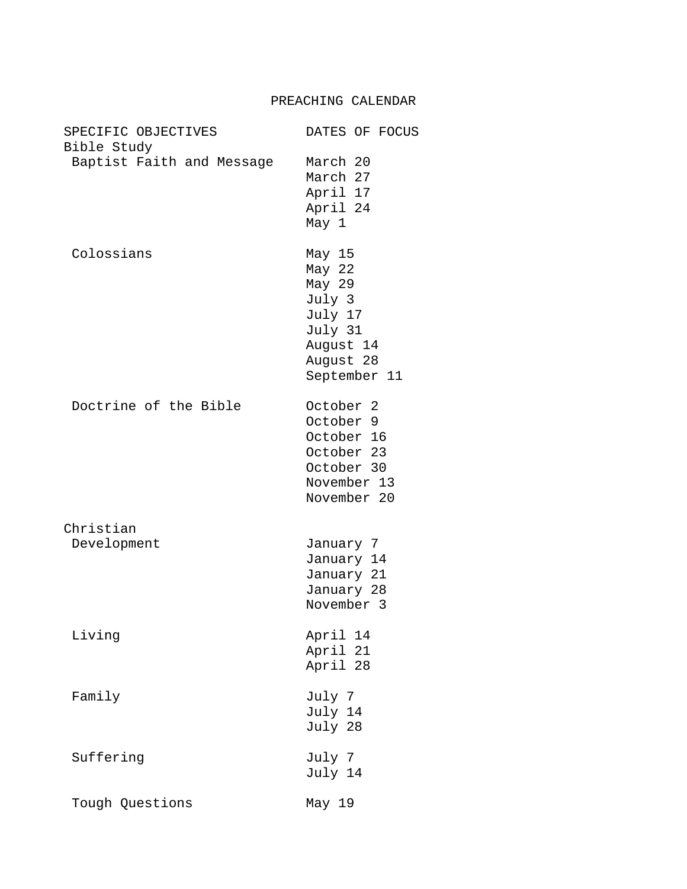# PREACHING CALENDAR

| SPECIFIC OBJECTIVES | DATES OF FOCUS |
|---|---|
| **Bible Study** | |
| Baptist Faith and Message | March 20 |
| | March 27 |
| | April 17 |
| | April 24 |
| | May 1 |
| Colossians | May 15 |
| | May 22 |
| | May 29 |
| | July 3 |
| | July 17 |
| | July 31 |
| | August 14 |
| | August 28 |
| | September 11 |
| Doctrine of the Bible | October 2 |
| | October 9 |
| | October 16 |
| | October 23 |
| | October 30 |
| | November 13 |
| | November 20 |
| **Christian Development** | January 7 |
| | January 14 |
| | January 21 |
| | January 28 |
| | November 3 |
| Living | April 14 |
| | April 21 |
| | April 28 |
| Family | July 7 |
| | July 14 |
| | July 28 |
| Suffering | July 7 |
| | July 14 |
| Tough Questions | May 19 |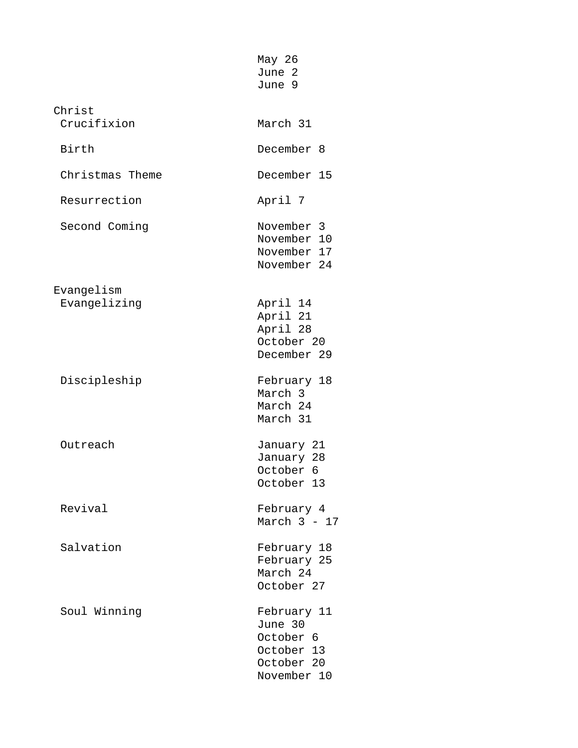| | |
|---|---|
| | May 26<br>June 2<br>June 9 |
| **Christ** | |
| Crucifixion | March 31 |
| Birth | December 8 |
| Christmas Theme | December 15 |
| Resurrection | April 7 |
| Second Coming | November 3<br>November 10<br>November 17<br>November 24 |
| **Evangelism** | |
| Evangelizing | April 14<br>April 21<br>April 28<br>October 20<br>December 29 |
| Discipleship | February 18<br>March 3<br>March 24<br>March 31 |
| Outreach | January 21<br>January 28<br>October 6<br>October 13 |
| Revival | February 4<br>March 3 - 17 |
| Salvation | February 18<br>February 25<br>March 24<br>October 27 |
| Soul Winning | February 11<br>June 30<br>October 6<br>October 13<br>October 20<br>November 10 |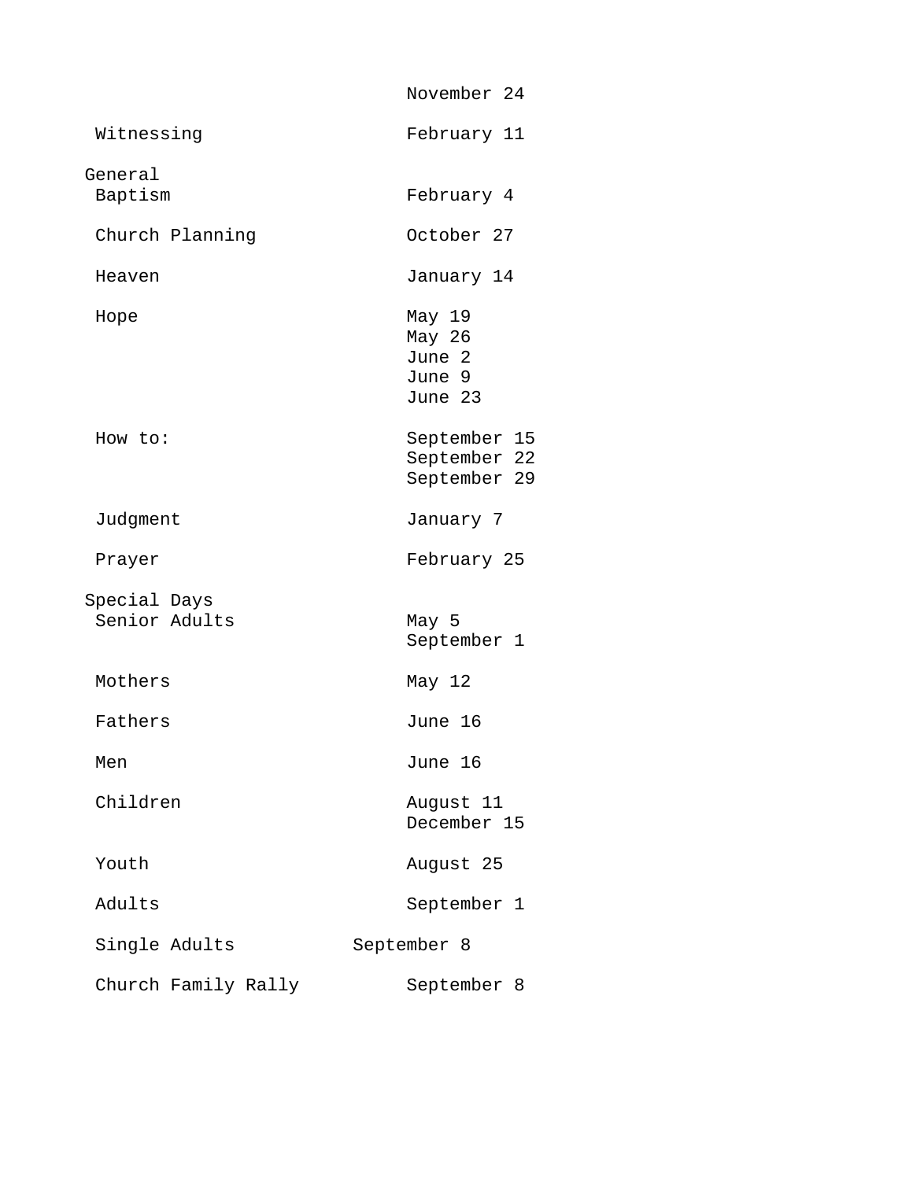| | |
|---|---|
| | November 24 |
| Witnessing | February 11 |
| **General** | |
| Baptism | February 4 |
| Church Planning | October 27 |
| Heaven | January 14 |
| Hope | May 19<br>May 26<br>June 2<br>June 9<br>June 23 |
| How to: | September 15<br>September 22<br>September 29 |
| Judgment | January 7 |
| Prayer | February 25 |
| **Special Days** | |
| Senior Adults | May 5<br>September 1 |
| Mothers | May 12 |
| Fathers | June 16 |
| Men | June 16 |
| Children | August 11<br>December 15 |
| Youth | August 25 |
| Adults | September 1 |
| Single Adults | September 8 |
| Church Family Rally | September 8 |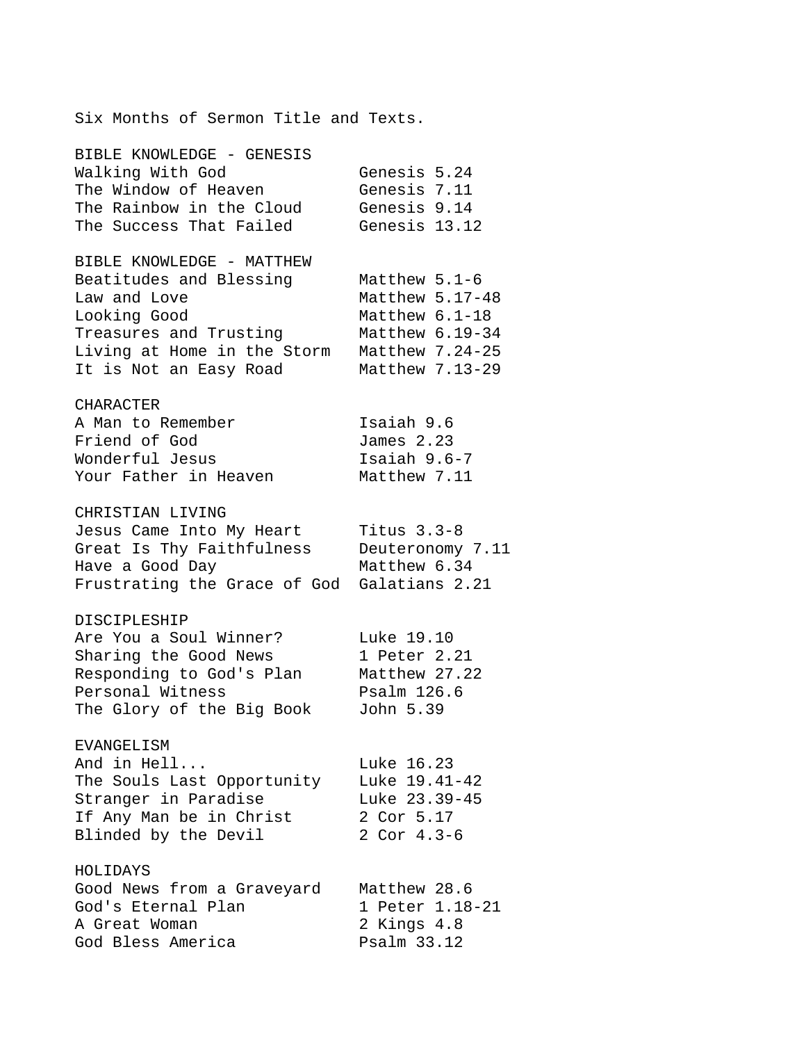Six Months of Sermon Title and Texts.

## BIBLE KNOWLEDGE - GENESIS

| | |
|---|---|
| Walking With God | Genesis 5.24 |
| The Window of Heaven | Genesis 7.11 |
| The Rainbow in the Cloud | Genesis 9.14 |
| The Success That Failed | Genesis 13.12 |

## BIBLE KNOWLEDGE - MATTHEW

| | |
|---|---|
| Beatitudes and Blessing | Matthew 5.1-6 |
| Law and Love | Matthew 5.17-48 |
| Looking Good | Matthew 6.1-18 |
| Treasures and Trusting | Matthew 6.19-34 |
| Living at Home in the Storm | Matthew 7.24-25 |
| It is Not an Easy Road | Matthew 7.13-29 |

## CHARACTER

| | |
|---|---|
| A Man to Remember | Isaiah 9.6 |
| Friend of God | James 2.23 |
| Wonderful Jesus | Isaiah 9.6-7 |
| Your Father in Heaven | Matthew 7.11 |

## CHRISTIAN LIVING

| | |
|---|---|
| Jesus Came Into My Heart | Titus 3.3-8 |
| Great Is Thy Faithfulness | Deuteronomy 7.11 |
| Have a Good Day | Matthew 6.34 |
| Frustrating the Grace of God | Galatians 2.21 |

## DISCIPLESHIP

| | |
|---|---|
| Are You a Soul Winner? | Luke 19.10 |
| Sharing the Good News | 1 Peter 2.21 |
| Responding to God's Plan | Matthew 27.22 |
| Personal Witness | Psalm 126.6 |
| The Glory of the Big Book | John 5.39 |

## EVANGELISM

| | |
|---|---|
| And in Hell... | Luke 16.23 |
| The Souls Last Opportunity | Luke 19.41-42 |
| Stranger in Paradise | Luke 23.39-45 |
| If Any Man be in Christ | 2 Cor 5.17 |
| Blinded by the Devil | 2 Cor 4.3-6 |

## HOLIDAYS

| | |
|---|---|
| Good News from a Graveyard | Matthew 28.6 |
| God's Eternal Plan | 1 Peter 1.18-21 |
| A Great Woman | 2 Kings 4.8 |
| God Bless America | Psalm 33.12 |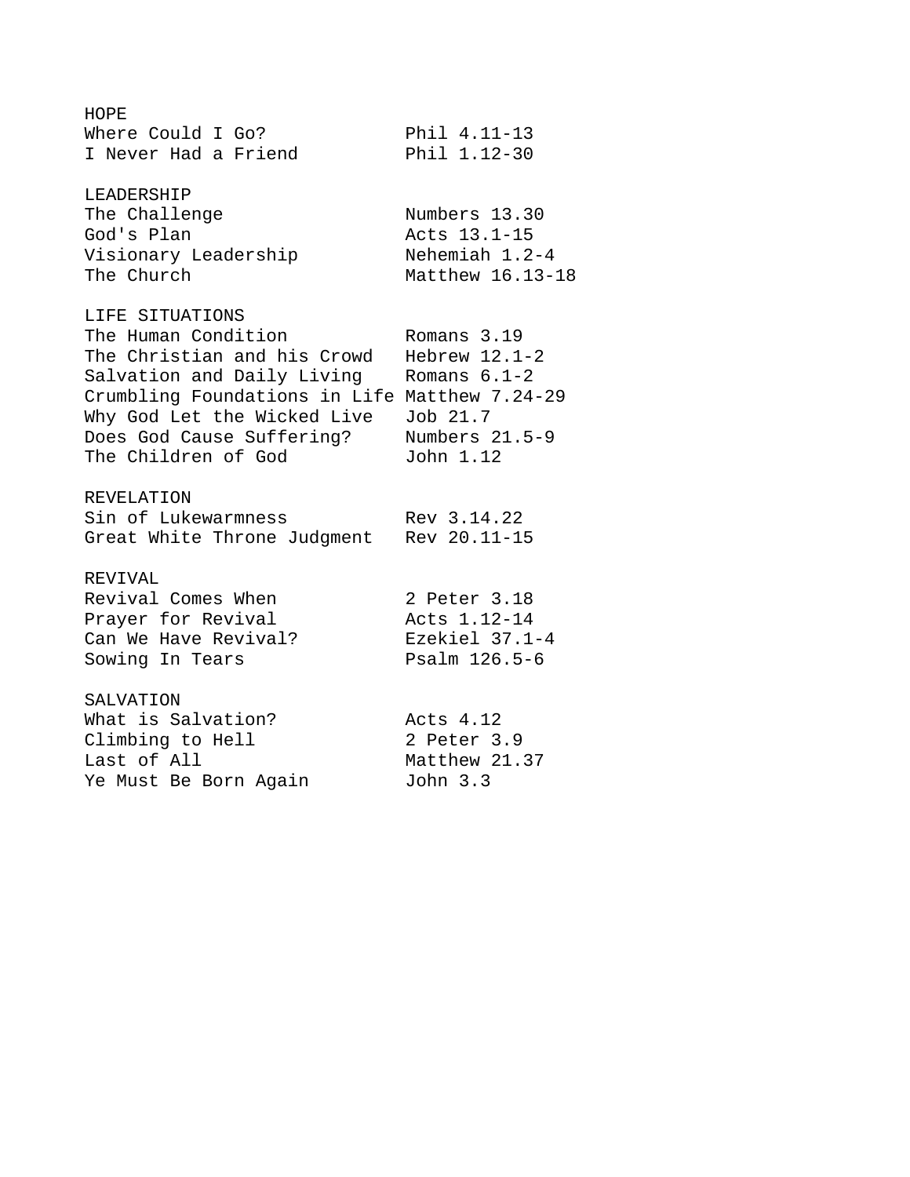## HOPE

| | |
|---|---|
| Where Could I Go? | Phil 4.11-13 |
| I Never Had a Friend | Phil 1.12-30 |

## LEADERSHIP

| | |
|---|---|
| The Challenge | Numbers 13.30 |
| God's Plan | Acts 13.1-15 |
| Visionary Leadership | Nehemiah 1.2-4 |
| The Church | Matthew 16.13-18 |

## LIFE SITUATIONS

| | |
|---|---|
| The Human Condition | Romans 3.19 |
| The Christian and his Crowd | Hebrew 12.1-2 |
| Salvation and Daily Living | Romans 6.1-2 |
| Crumbling Foundations in Life | Matthew 7.24-29 |
| Why God Let the Wicked Live | Job 21.7 |
| Does God Cause Suffering? | Numbers 21.5-9 |
| The Children of God | John 1.12 |

## REVELATION

| | |
|---|---|
| Sin of Lukewarmness | Rev 3.14.22 |
| Great White Throne Judgment | Rev 20.11-15 |

## REVIVAL

| | |
|---|---|
| Revival Comes When | 2 Peter 3.18 |
| Prayer for Revival | Acts 1.12-14 |
| Can We Have Revival? | Ezekiel 37.1-4 |
| Sowing In Tears | Psalm 126.5-6 |

## SALVATION

| | |
|---|---|
| What is Salvation? | Acts 4.12 |
| Climbing to Hell | 2 Peter 3.9 |
| Last of All | Matthew 21.37 |
| Ye Must Be Born Again | John 3.3 |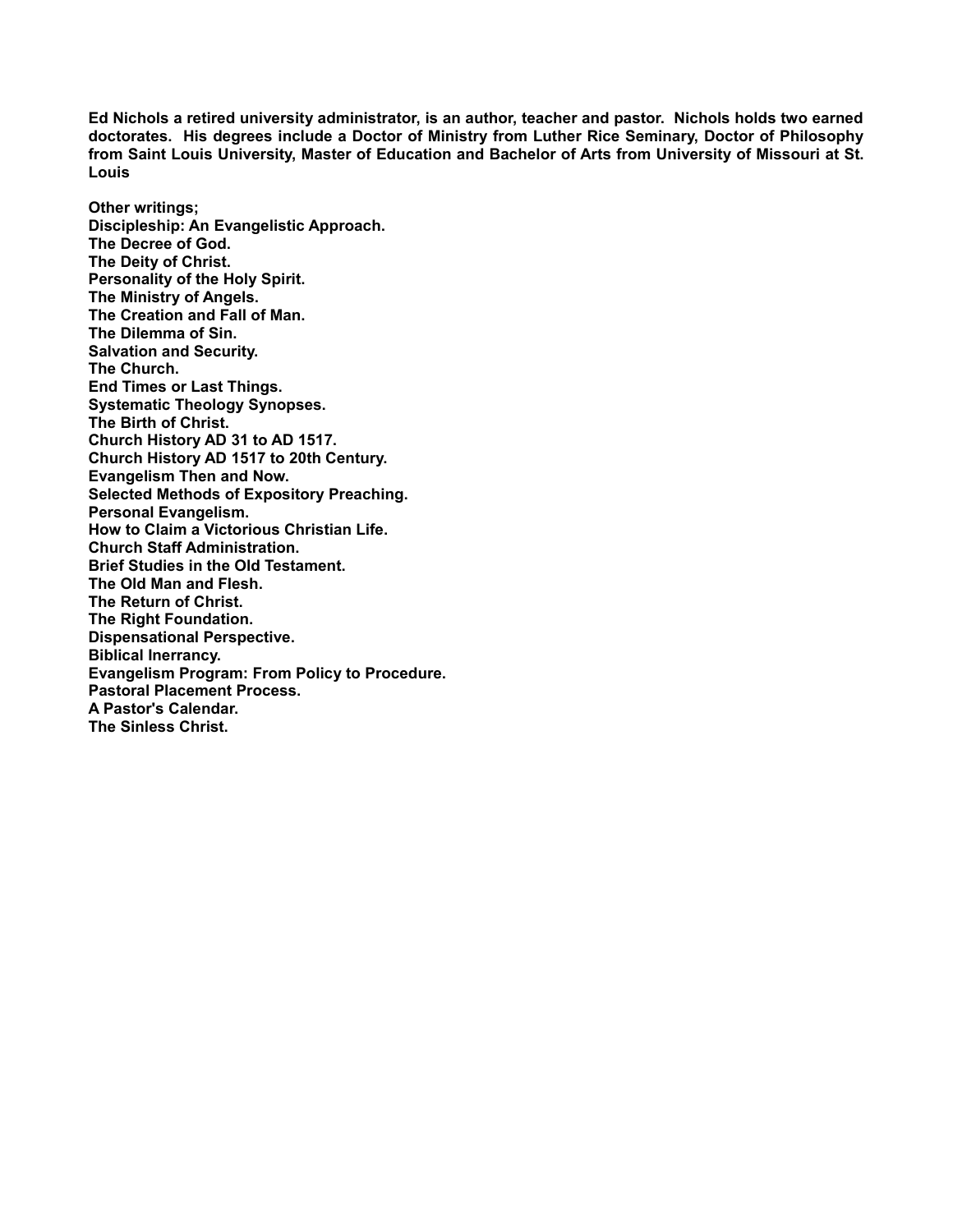**Ed Nichols a retired university administrator, is an author, teacher and pastor. Nichols holds two earned doctorates. His degrees include a Doctor of Ministry from Luther Rice Seminary, Doctor of Philosophy from Saint Louis University, Master of Education and Bachelor of Arts from University of Missouri at St. Louis**

**Other writings;**
**Discipleship: An Evangelistic Approach.**
**The Decree of God.**
**The Deity of Christ.**
**Personality of the Holy Spirit.**
**The Ministry of Angels.**
**The Creation and Fall of Man.**
**The Dilemma of Sin.**
**Salvation and Security.**
**The Church.**
**End Times or Last Things.**
**Systematic Theology Synopses.**
**The Birth of Christ.**
**Church History AD 31 to AD 1517.**
**Church History AD 1517 to 20th Century.**
**Evangelism Then and Now.**
**Selected Methods of Expository Preaching.**
**Personal Evangelism.**
**How to Claim a Victorious Christian Life.**
**Church Staff Administration.**
**Brief Studies in the Old Testament.**
**The Old Man and Flesh.**
**The Return of Christ.**
**The Right Foundation.**
**Dispensational Perspective.**
**Biblical Inerrancy.**
**Evangelism Program: From Policy to Procedure.**
**Pastoral Placement Process.**
**A Pastor's Calendar.**
**The Sinless Christ.**